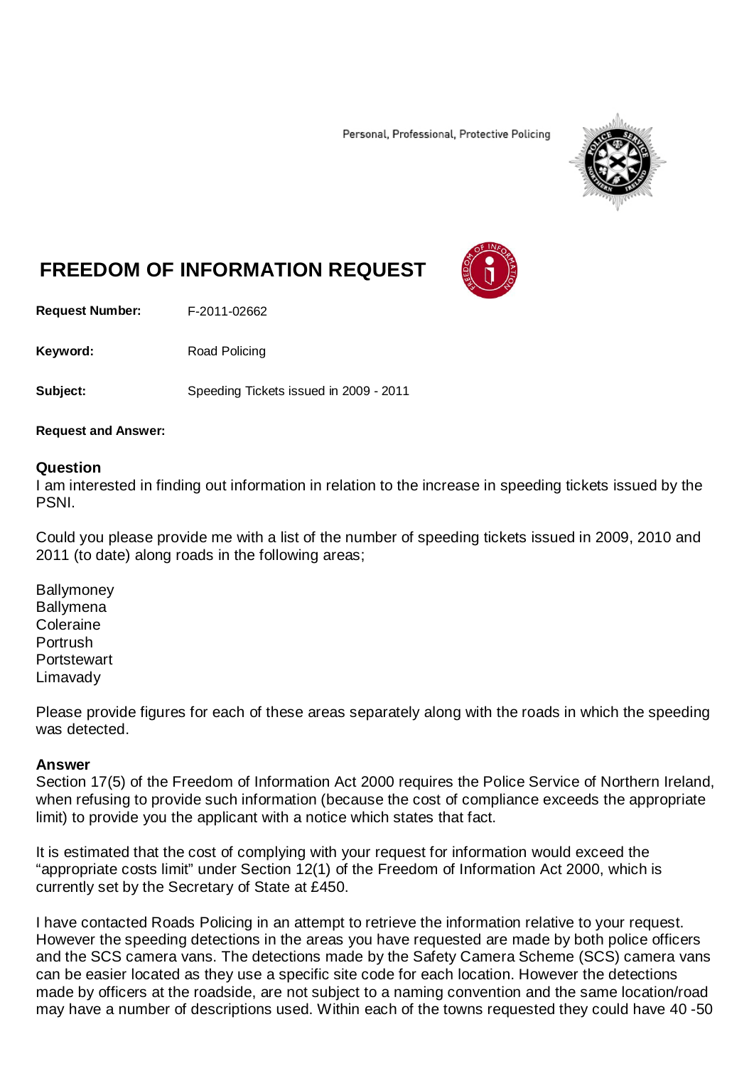Personal, Professional, Protective Policing

# FREEDOM OF INFORMATION REQUEST

**Request Number:** F-2011-02662

**Keyword:** Road Policing

**Subject:** Speeding Tickets issued in 2009 - 2011

**Request and Answer:**

## Question

I am interested in finding out information in relation to the increase in speeding tickets issued by the PSNI.

Could you please provide me with a list of the number of speeding tickets issued in 2009, 2010 and 2011 (to date) along roads in the following areas;

Ballymoney
Ballymena
Coleraine
Portrush
Portstewart
Limavady

Please provide figures for each of these areas separately along with the roads in which the speeding was detected.

## Answer

Section 17(5) of the Freedom of Information Act 2000 requires the Police Service of Northern Ireland, when refusing to provide such information (because the cost of compliance exceeds the appropriate limit) to provide you the applicant with a notice which states that fact.

It is estimated that the cost of complying with your request for information would exceed the "appropriate costs limit" under Section 12(1) of the Freedom of Information Act 2000, which is currently set by the Secretary of State at £450.

I have contacted Roads Policing in an attempt to retrieve the information relative to your request. However the speeding detections in the areas you have requested are made by both police officers and the SCS camera vans. The detections made by the Safety Camera Scheme (SCS) camera vans can be easier located as they use a specific site code for each location. However the detections made by officers at the roadside, are not subject to a naming convention and the same location/road may have a number of descriptions used. Within each of the towns requested they could have 40 -50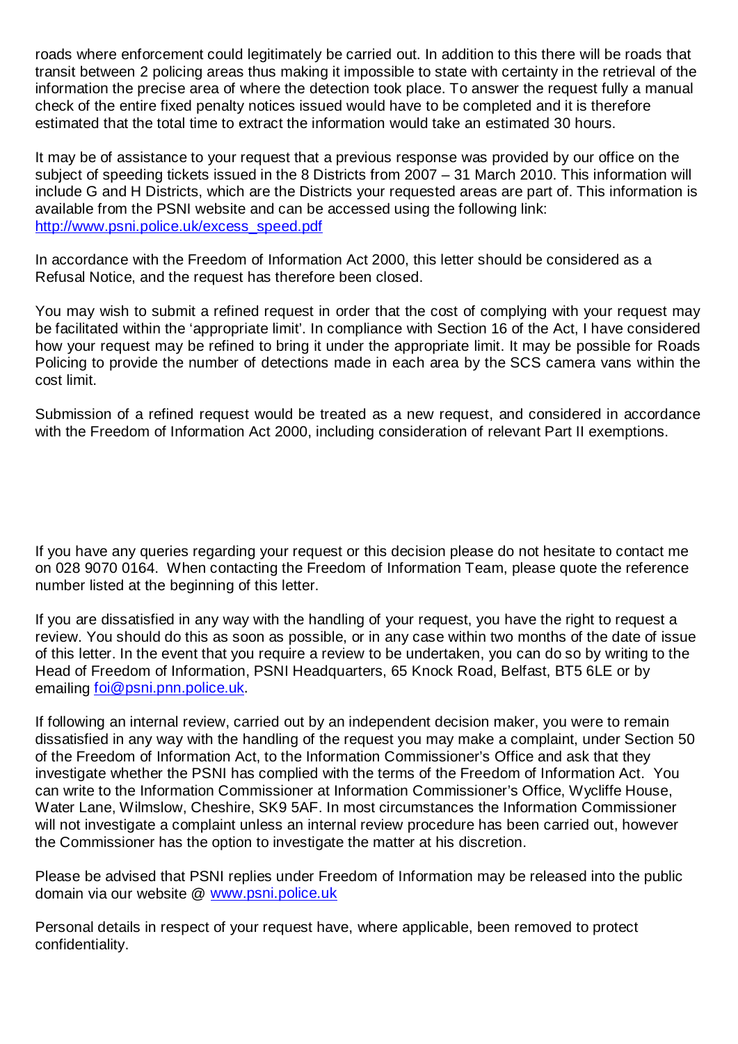roads where enforcement could legitimately be carried out. In addition to this there will be roads that transit between 2 policing areas thus making it impossible to state with certainty in the retrieval of the information the precise area of where the detection took place. To answer the request fully a manual check of the entire fixed penalty notices issued would have to be completed and it is therefore estimated that the total time to extract the information would take an estimated 30 hours.

It may be of assistance to your request that a previous response was provided by our office on the subject of speeding tickets issued in the 8 Districts from 2007 – 31 March 2010. This information will include G and H Districts, which are the Districts your requested areas are part of. This information is available from the PSNI website and can be accessed using the following link: [http://www.psni.police.uk/excess_speed.pdf](http://www.psni.police.uk/excess_speed.pdf)

In accordance with the Freedom of Information Act 2000, this letter should be considered as a Refusal Notice, and the request has therefore been closed.

You may wish to submit a refined request in order that the cost of complying with your request may be facilitated within the 'appropriate limit'. In compliance with Section 16 of the Act, I have considered how your request may be refined to bring it under the appropriate limit. It may be possible for Roads Policing to provide the number of detections made in each area by the SCS camera vans within the cost limit.

Submission of a refined request would be treated as a new request, and considered in accordance with the Freedom of Information Act 2000, including consideration of relevant Part II exemptions.

If you have any queries regarding your request or this decision please do not hesitate to contact me on 028 9070 0164. When contacting the Freedom of Information Team, please quote the reference number listed at the beginning of this letter.

If you are dissatisfied in any way with the handling of your request, you have the right to request a review. You should do this as soon as possible, or in any case within two months of the date of issue of this letter. In the event that you require a review to be undertaken, you can do so by writing to the Head of Freedom of Information, PSNI Headquarters, 65 Knock Road, Belfast, BT5 6LE or by emailing [foi@psni.pnn.police.uk](mailto:foi@psni.pnn.police.uk).

If following an internal review, carried out by an independent decision maker, you were to remain dissatisfied in any way with the handling of the request you may make a complaint, under Section 50 of the Freedom of Information Act, to the Information Commissioner's Office and ask that they investigate whether the PSNI has complied with the terms of the Freedom of Information Act. You can write to the Information Commissioner at Information Commissioner's Office, Wycliffe House, Water Lane, Wilmslow, Cheshire, SK9 5AF. In most circumstances the Information Commissioner will not investigate a complaint unless an internal review procedure has been carried out, however the Commissioner has the option to investigate the matter at his discretion.

Please be advised that PSNI replies under Freedom of Information may be released into the public domain via our website @ [www.psni.police.uk](http://www.psni.police.uk)

Personal details in respect of your request have, where applicable, been removed to protect confidentiality.